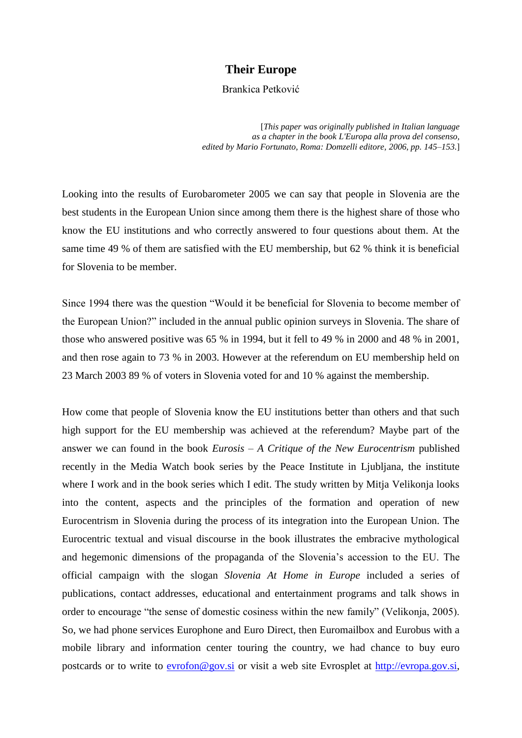# Their Europe

Brankica Petković

*[This paper was originally published in Italian language as a chapter in the book L'Europa alla prova del consenso, edited by Mario Fortunato, Roma: Domzelli editore, 2006, pp. 145–153.]*

Looking into the results of Eurobarometer 2005 we can say that people in Slovenia are the best students in the European Union since among them there is the highest share of those who know the EU institutions and who correctly answered to four questions about them. At the same time 49 % of them are satisfied with the EU membership, but 62 % think it is beneficial for Slovenia to be member.

Since 1994 there was the question "Would it be beneficial for Slovenia to become member of the European Union?" included in the annual public opinion surveys in Slovenia. The share of those who answered positive was 65 % in 1994, but it fell to 49 % in 2000 and 48 % in 2001, and then rose again to 73 % in 2003. However at the referendum on EU membership held on 23 March 2003 89 % of voters in Slovenia voted for and 10 % against the membership.

How come that people of Slovenia know the EU institutions better than others and that such high support for the EU membership was achieved at the referendum? Maybe part of the answer we can found in the book *Eurosis – A Critique of the New Eurocentrism* published recently in the Media Watch book series by the Peace Institute in Ljubljana, the institute where I work and in the book series which I edit. The study written by Mitja Velikonja looks into the content, aspects and the principles of the formation and operation of new Eurocentrism in Slovenia during the process of its integration into the European Union. The Eurocentric textual and visual discourse in the book illustrates the embracive mythological and hegemonic dimensions of the propaganda of the Slovenia's accession to the EU. The official campaign with the slogan *Slovenia At Home in Europe* included a series of publications, contact addresses, educational and entertainment programs and talk shows in order to encourage "the sense of domestic cosiness within the new family" (Velikonja, 2005). So, we had phone services Europhone and Euro Direct, then Euromailbox and Eurobus with a mobile library and information center touring the country, we had chance to buy euro postcards or to write to evrofon@gov.si or visit a web site Evrosplet at http://evropa.gov.si,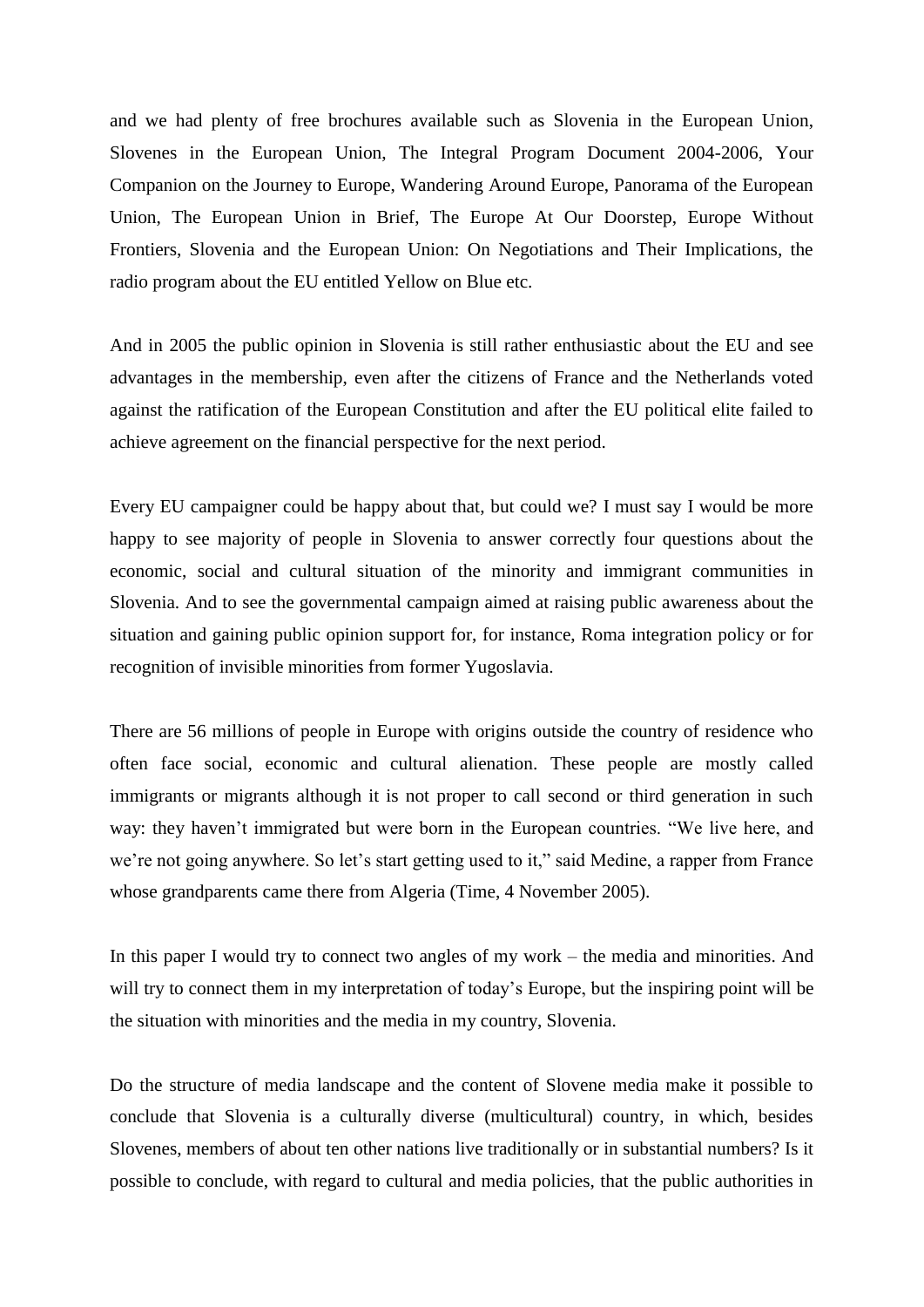and we had plenty of free brochures available such as Slovenia in the European Union, Slovenes in the European Union, The Integral Program Document 2004-2006, Your Companion on the Journey to Europe, Wandering Around Europe, Panorama of the European Union, The European Union in Brief, The Europe At Our Doorstep, Europe Without Frontiers, Slovenia and the European Union: On Negotiations and Their Implications, the radio program about the EU entitled Yellow on Blue etc.

And in 2005 the public opinion in Slovenia is still rather enthusiastic about the EU and see advantages in the membership, even after the citizens of France and the Netherlands voted against the ratification of the European Constitution and after the EU political elite failed to achieve agreement on the financial perspective for the next period.

Every EU campaigner could be happy about that, but could we? I must say I would be more happy to see majority of people in Slovenia to answer correctly four questions about the economic, social and cultural situation of the minority and immigrant communities in Slovenia. And to see the governmental campaign aimed at raising public awareness about the situation and gaining public opinion support for, for instance, Roma integration policy or for recognition of invisible minorities from former Yugoslavia.

There are 56 millions of people in Europe with origins outside the country of residence who often face social, economic and cultural alienation. These people are mostly called immigrants or migrants although it is not proper to call second or third generation in such way: they haven't immigrated but were born in the European countries. "We live here, and we're not going anywhere. So let's start getting used to it," said Medine, a rapper from France whose grandparents came there from Algeria (Time, 4 November 2005).

In this paper I would try to connect two angles of my work – the media and minorities. And will try to connect them in my interpretation of today's Europe, but the inspiring point will be the situation with minorities and the media in my country, Slovenia.

Do the structure of media landscape and the content of Slovene media make it possible to conclude that Slovenia is a culturally diverse (multicultural) country, in which, besides Slovenes, members of about ten other nations live traditionally or in substantial numbers? Is it possible to conclude, with regard to cultural and media policies, that the public authorities in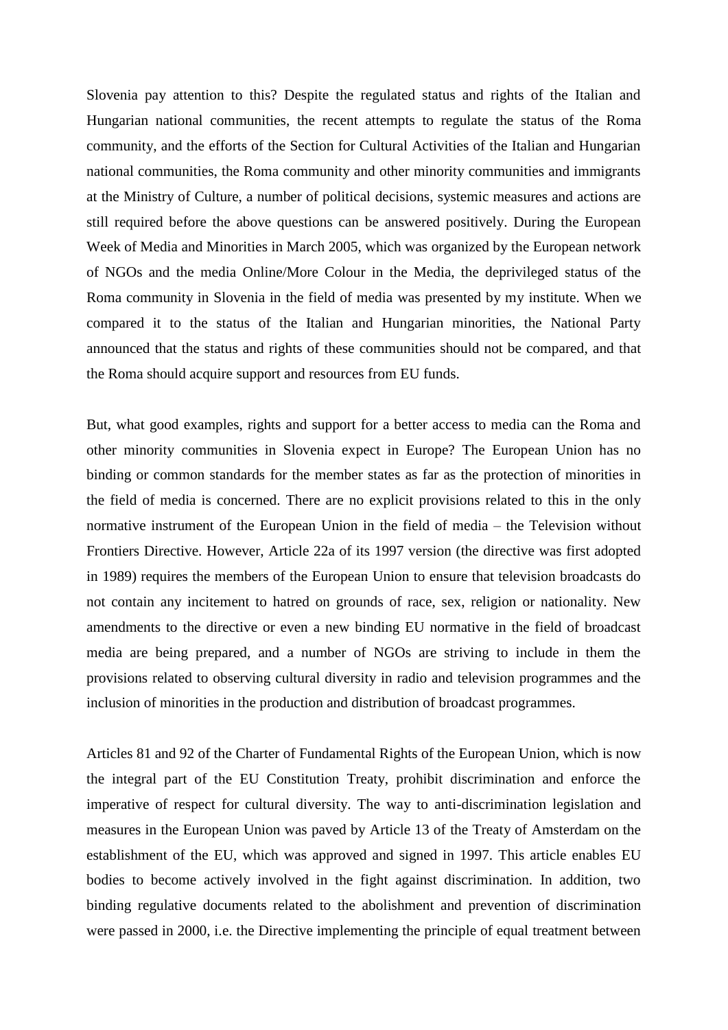Slovenia pay attention to this? Despite the regulated status and rights of the Italian and Hungarian national communities, the recent attempts to regulate the status of the Roma community, and the efforts of the Section for Cultural Activities of the Italian and Hungarian national communities, the Roma community and other minority communities and immigrants at the Ministry of Culture, a number of political decisions, systemic measures and actions are still required before the above questions can be answered positively. During the European Week of Media and Minorities in March 2005, which was organized by the European network of NGOs and the media Online/More Colour in the Media, the deprivileged status of the Roma community in Slovenia in the field of media was presented by my institute. When we compared it to the status of the Italian and Hungarian minorities, the National Party announced that the status and rights of these communities should not be compared, and that the Roma should acquire support and resources from EU funds.

But, what good examples, rights and support for a better access to media can the Roma and other minority communities in Slovenia expect in Europe? The European Union has no binding or common standards for the member states as far as the protection of minorities in the field of media is concerned. There are no explicit provisions related to this in the only normative instrument of the European Union in the field of media – the Television without Frontiers Directive. However, Article 22a of its 1997 version (the directive was first adopted in 1989) requires the members of the European Union to ensure that television broadcasts do not contain any incitement to hatred on grounds of race, sex, religion or nationality. New amendments to the directive or even a new binding EU normative in the field of broadcast media are being prepared, and a number of NGOs are striving to include in them the provisions related to observing cultural diversity in radio and television programmes and the inclusion of minorities in the production and distribution of broadcast programmes.

Articles 81 and 92 of the Charter of Fundamental Rights of the European Union, which is now the integral part of the EU Constitution Treaty, prohibit discrimination and enforce the imperative of respect for cultural diversity. The way to anti-discrimination legislation and measures in the European Union was paved by Article 13 of the Treaty of Amsterdam on the establishment of the EU, which was approved and signed in 1997. This article enables EU bodies to become actively involved in the fight against discrimination. In addition, two binding regulative documents related to the abolishment and prevention of discrimination were passed in 2000, i.e. the Directive implementing the principle of equal treatment between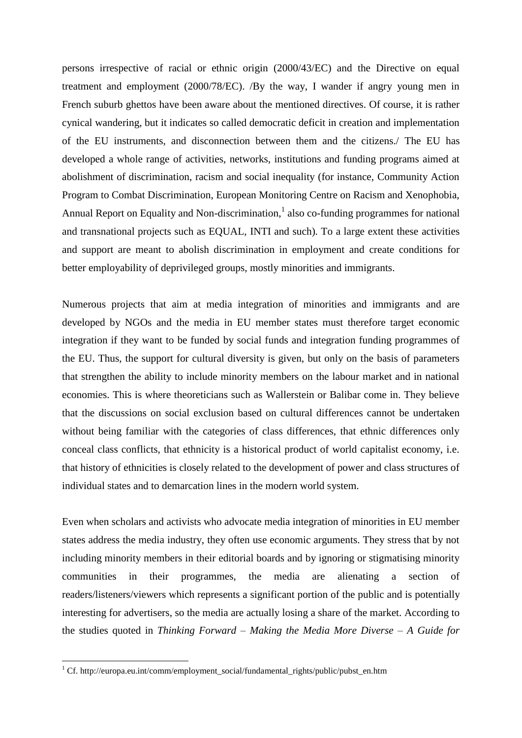persons irrespective of racial or ethnic origin (2000/43/EC) and the Directive on equal treatment and employment (2000/78/EC). /By the way, I wander if angry young men in French suburb ghettos have been aware about the mentioned directives. Of course, it is rather cynical wandering, but it indicates so called democratic deficit in creation and implementation of the EU instruments, and disconnection between them and the citizens./ The EU has developed a whole range of activities, networks, institutions and funding programs aimed at abolishment of discrimination, racism and social inequality (for instance, Community Action Program to Combat Discrimination, European Monitoring Centre on Racism and Xenophobia, Annual Report on Equality and Non-discrimination,[1] also co-funding programmes for national and transnational projects such as EQUAL, INTI and such). To a large extent these activities and support are meant to abolish discrimination in employment and create conditions for better employability of deprivileged groups, mostly minorities and immigrants.

Numerous projects that aim at media integration of minorities and immigrants and are developed by NGOs and the media in EU member states must therefore target economic integration if they want to be funded by social funds and integration funding programmes of the EU. Thus, the support for cultural diversity is given, but only on the basis of parameters that strengthen the ability to include minority members on the labour market and in national economies. This is where theoreticians such as Wallerstein or Balibar come in. They believe that the discussions on social exclusion based on cultural differences cannot be undertaken without being familiar with the categories of class differences, that ethnic differences only conceal class conflicts, that ethnicity is a historical product of world capitalist economy, i.e. that history of ethnicities is closely related to the development of power and class structures of individual states and to demarcation lines in the modern world system.

Even when scholars and activists who advocate media integration of minorities in EU member states address the media industry, they often use economic arguments. They stress that by not including minority members in their editorial boards and by ignoring or stigmatising minority communities in their programmes, the media are alienating a section of readers/listeners/viewers which represents a significant portion of the public and is potentially interesting for advertisers, so the media are actually losing a share of the market. According to the studies quoted in *Thinking Forward – Making the Media More Diverse – A Guide for*

[1] Cf. http://europa.eu.int/comm/employment_social/fundamental_rights/public/pubst_en.htm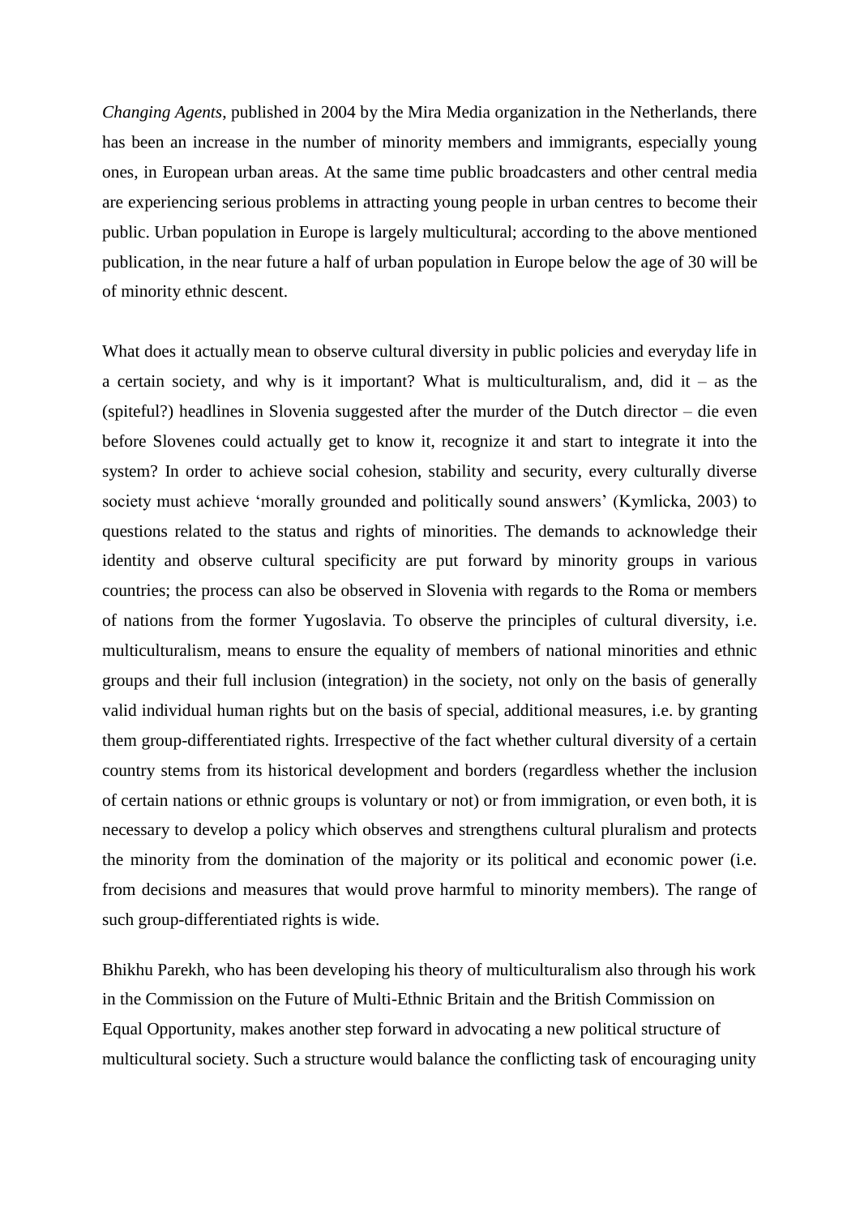*Changing Agents*, published in 2004 by the Mira Media organization in the Netherlands, there has been an increase in the number of minority members and immigrants, especially young ones, in European urban areas. At the same time public broadcasters and other central media are experiencing serious problems in attracting young people in urban centres to become their public. Urban population in Europe is largely multicultural; according to the above mentioned publication, in the near future a half of urban population in Europe below the age of 30 will be of minority ethnic descent.

What does it actually mean to observe cultural diversity in public policies and everyday life in a certain society, and why is it important? What is multiculturalism, and, did it – as the (spiteful?) headlines in Slovenia suggested after the murder of the Dutch director – die even before Slovenes could actually get to know it, recognize it and start to integrate it into the system? In order to achieve social cohesion, stability and security, every culturally diverse society must achieve 'morally grounded and politically sound answers' (Kymlicka, 2003) to questions related to the status and rights of minorities. The demands to acknowledge their identity and observe cultural specificity are put forward by minority groups in various countries; the process can also be observed in Slovenia with regards to the Roma or members of nations from the former Yugoslavia. To observe the principles of cultural diversity, i.e. multiculturalism, means to ensure the equality of members of national minorities and ethnic groups and their full inclusion (integration) in the society, not only on the basis of generally valid individual human rights but on the basis of special, additional measures, i.e. by granting them group-differentiated rights. Irrespective of the fact whether cultural diversity of a certain country stems from its historical development and borders (regardless whether the inclusion of certain nations or ethnic groups is voluntary or not) or from immigration, or even both, it is necessary to develop a policy which observes and strengthens cultural pluralism and protects the minority from the domination of the majority or its political and economic power (i.e. from decisions and measures that would prove harmful to minority members). The range of such group-differentiated rights is wide.

Bhikhu Parekh, who has been developing his theory of multiculturalism also through his work in the Commission on the Future of Multi-Ethnic Britain and the British Commission on Equal Opportunity, makes another step forward in advocating a new political structure of multicultural society. Such a structure would balance the conflicting task of encouraging unity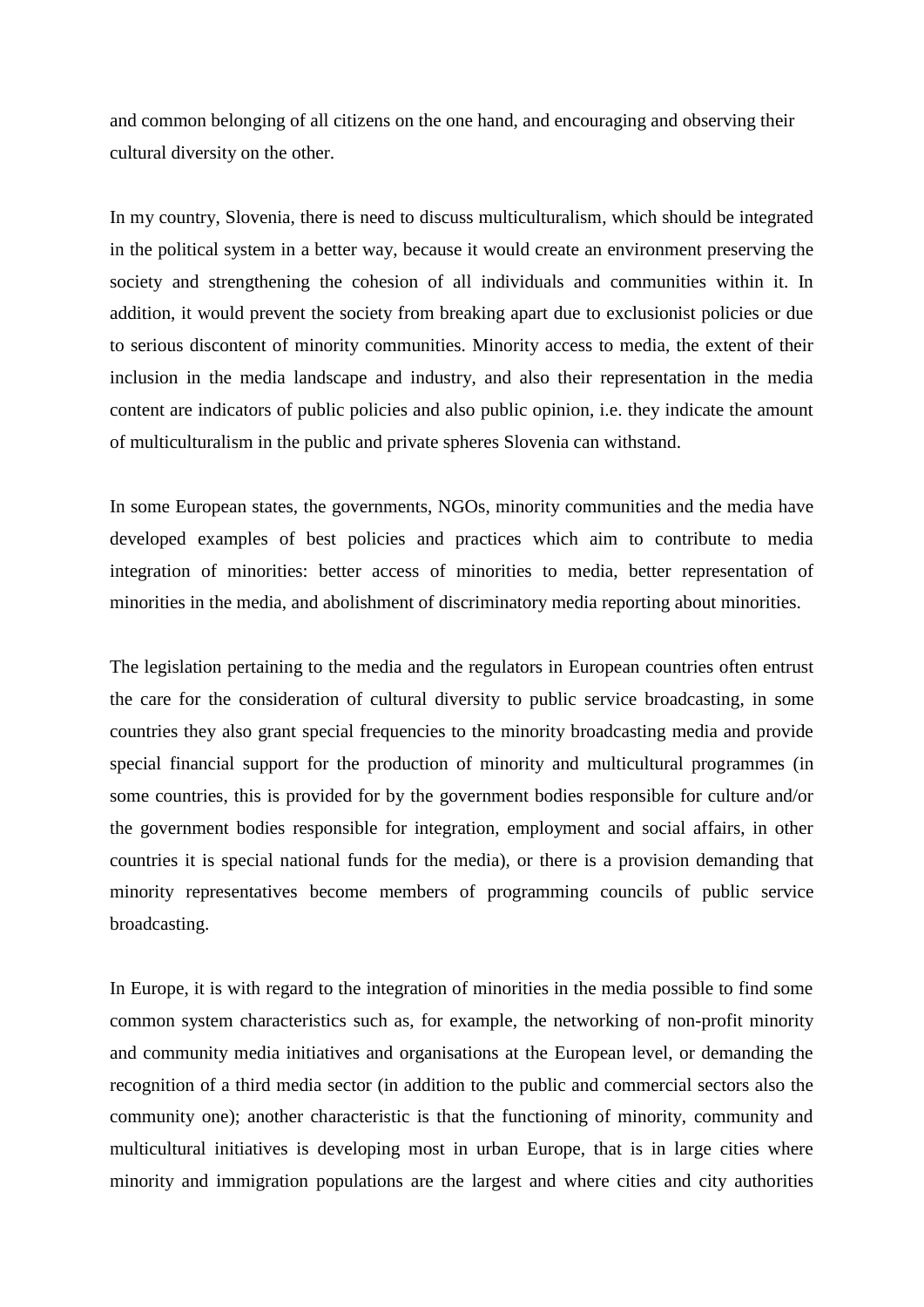and common belonging of all citizens on the one hand, and encouraging and observing their cultural diversity on the other.

In my country, Slovenia, there is need to discuss multiculturalism, which should be integrated in the political system in a better way, because it would create an environment preserving the society and strengthening the cohesion of all individuals and communities within it. In addition, it would prevent the society from breaking apart due to exclusionist policies or due to serious discontent of minority communities. Minority access to media, the extent of their inclusion in the media landscape and industry, and also their representation in the media content are indicators of public policies and also public opinion, i.e. they indicate the amount of multiculturalism in the public and private spheres Slovenia can withstand.

In some European states, the governments, NGOs, minority communities and the media have developed examples of best policies and practices which aim to contribute to media integration of minorities: better access of minorities to media, better representation of minorities in the media, and abolishment of discriminatory media reporting about minorities.

The legislation pertaining to the media and the regulators in European countries often entrust the care for the consideration of cultural diversity to public service broadcasting, in some countries they also grant special frequencies to the minority broadcasting media and provide special financial support for the production of minority and multicultural programmes (in some countries, this is provided for by the government bodies responsible for culture and/or the government bodies responsible for integration, employment and social affairs, in other countries it is special national funds for the media), or there is a provision demanding that minority representatives become members of programming councils of public service broadcasting.

In Europe, it is with regard to the integration of minorities in the media possible to find some common system characteristics such as, for example, the networking of non-profit minority and community media initiatives and organisations at the European level, or demanding the recognition of a third media sector (in addition to the public and commercial sectors also the community one); another characteristic is that the functioning of minority, community and multicultural initiatives is developing most in urban Europe, that is in large cities where minority and immigration populations are the largest and where cities and city authorities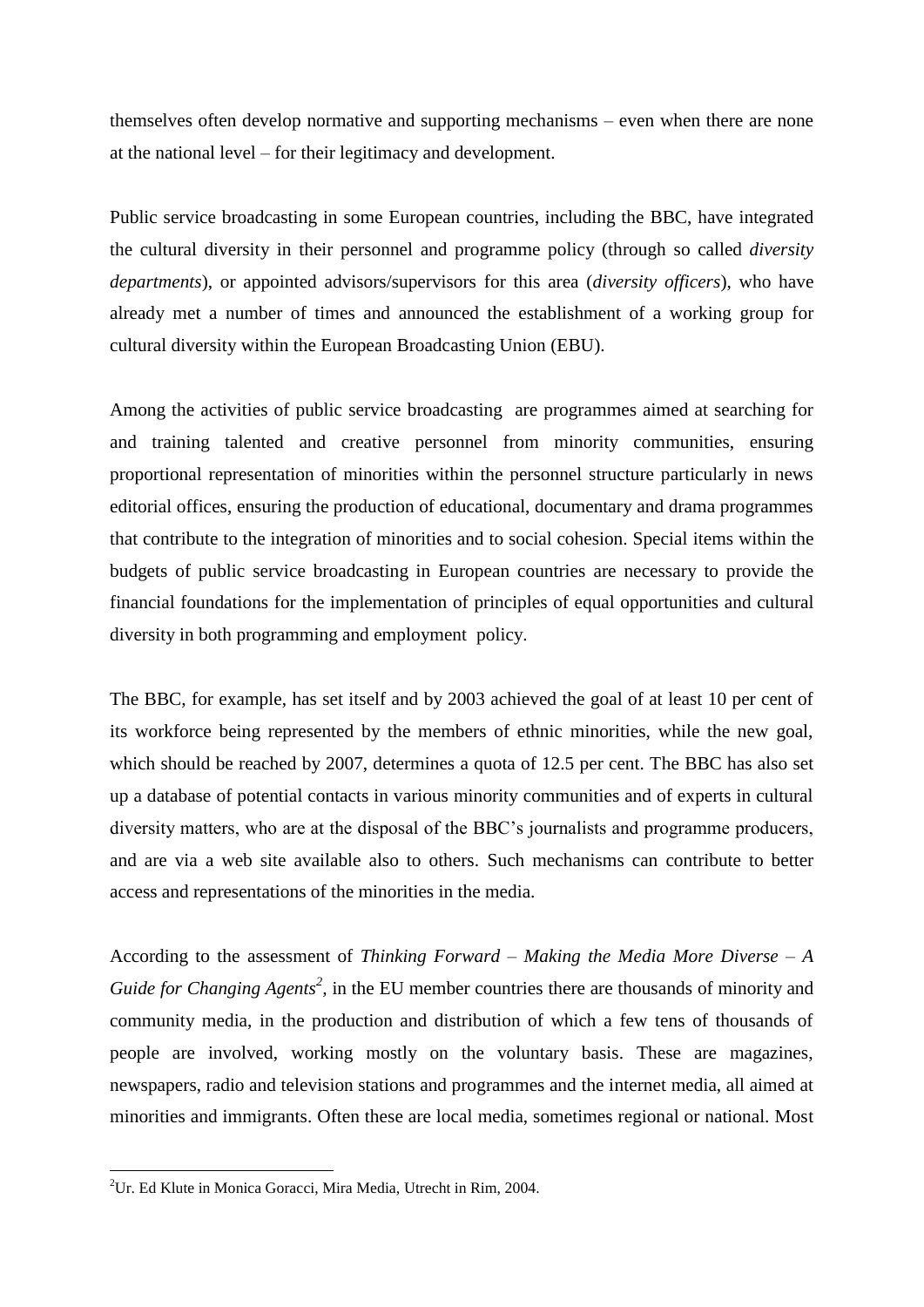themselves often develop normative and supporting mechanisms – even when there are none at the national level – for their legitimacy and development.

Public service broadcasting in some European countries, including the BBC, have integrated the cultural diversity in their personnel and programme policy (through so called *diversity departments*), or appointed advisors/supervisors for this area (*diversity officers*), who have already met a number of times and announced the establishment of a working group for cultural diversity within the European Broadcasting Union (EBU).

Among the activities of public service broadcasting are programmes aimed at searching for and training talented and creative personnel from minority communities, ensuring proportional representation of minorities within the personnel structure particularly in news editorial offices, ensuring the production of educational, documentary and drama programmes that contribute to the integration of minorities and to social cohesion. Special items within the budgets of public service broadcasting in European countries are necessary to provide the financial foundations for the implementation of principles of equal opportunities and cultural diversity in both programming and employment policy.

The BBC, for example, has set itself and by 2003 achieved the goal of at least 10 per cent of its workforce being represented by the members of ethnic minorities, while the new goal, which should be reached by 2007, determines a quota of 12.5 per cent. The BBC has also set up a database of potential contacts in various minority communities and of experts in cultural diversity matters, who are at the disposal of the BBC's journalists and programme producers, and are via a web site available also to others. Such mechanisms can contribute to better access and representations of the minorities in the media.

According to the assessment of *Thinking Forward – Making the Media More Diverse – A Guide for Changing Agents*[2], in the EU member countries there are thousands of minority and community media, in the production and distribution of which a few tens of thousands of people are involved, working mostly on the voluntary basis. These are magazines, newspapers, radio and television stations and programmes and the internet media, all aimed at minorities and immigrants. Often these are local media, sometimes regional or national. Most

---

[2] Ur. Ed Klute in Monica Goracci, Mira Media, Utrecht in Rim, 2004.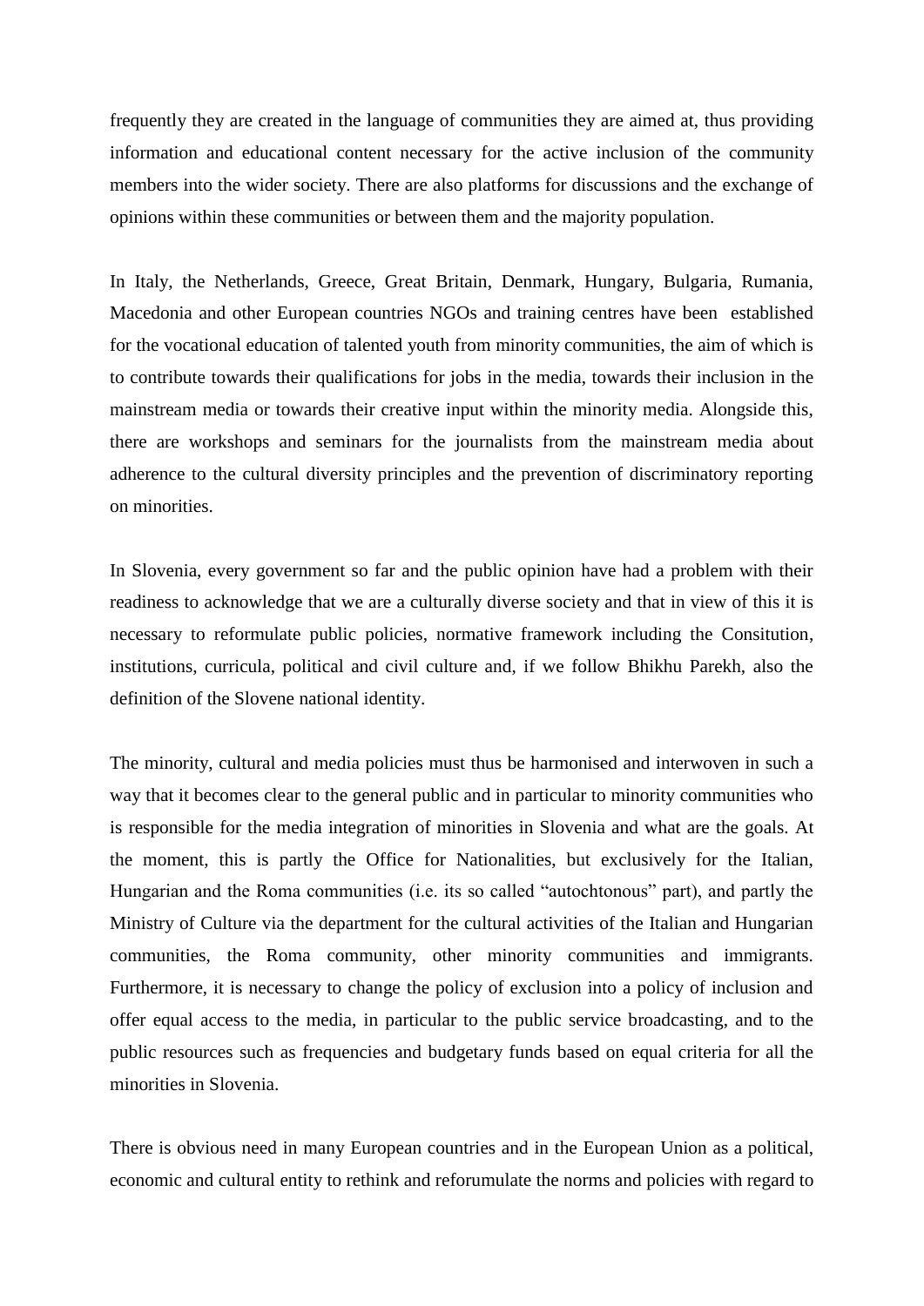frequently they are created in the language of communities they are aimed at, thus providing information and educational content necessary for the active inclusion of the community members into the wider society. There are also platforms for discussions and the exchange of opinions within these communities or between them and the majority population.

In Italy, the Netherlands, Greece, Great Britain, Denmark, Hungary, Bulgaria, Rumania, Macedonia and other European countries NGOs and training centres have been established for the vocational education of talented youth from minority communities, the aim of which is to contribute towards their qualifications for jobs in the media, towards their inclusion in the mainstream media or towards their creative input within the minority media. Alongside this, there are workshops and seminars for the journalists from the mainstream media about adherence to the cultural diversity principles and the prevention of discriminatory reporting on minorities.

In Slovenia, every government so far and the public opinion have had a problem with their readiness to acknowledge that we are a culturally diverse society and that in view of this it is necessary to reformulate public policies, normative framework including the Consitution, institutions, curricula, political and civil culture and, if we follow Bhikhu Parekh, also the definition of the Slovene national identity.

The minority, cultural and media policies must thus be harmonised and interwoven in such a way that it becomes clear to the general public and in particular to minority communities who is responsible for the media integration of minorities in Slovenia and what are the goals. At the moment, this is partly the Office for Nationalities, but exclusively for the Italian, Hungarian and the Roma communities (i.e. its so called "autochtonous" part), and partly the Ministry of Culture via the department for the cultural activities of the Italian and Hungarian communities, the Roma community, other minority communities and immigrants. Furthermore, it is necessary to change the policy of exclusion into a policy of inclusion and offer equal access to the media, in particular to the public service broadcasting, and to the public resources such as frequencies and budgetary funds based on equal criteria for all the minorities in Slovenia.

There is obvious need in many European countries and in the European Union as a political, economic and cultural entity to rethink and reforumulate the norms and policies with regard to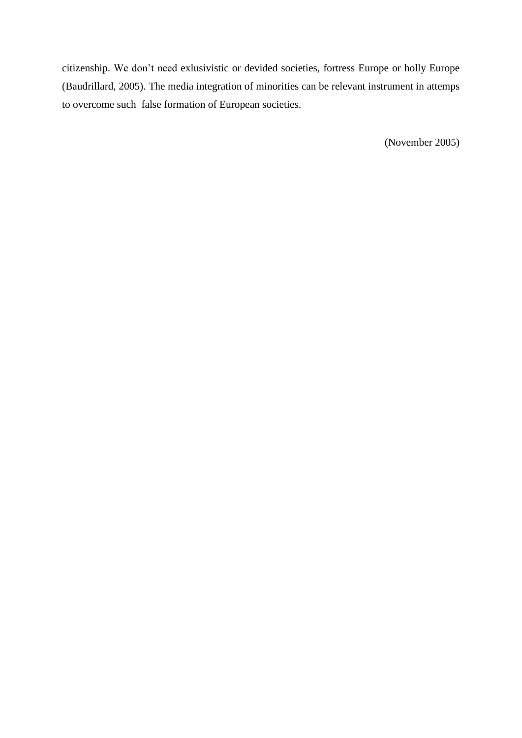citizenship. We don’t need exlusivistic or devided societies, fortress Europe or holly Europe (Baudrillard, 2005). The media integration of minorities can be relevant instrument in attemps to overcome such false formation of European societies.

(November 2005)